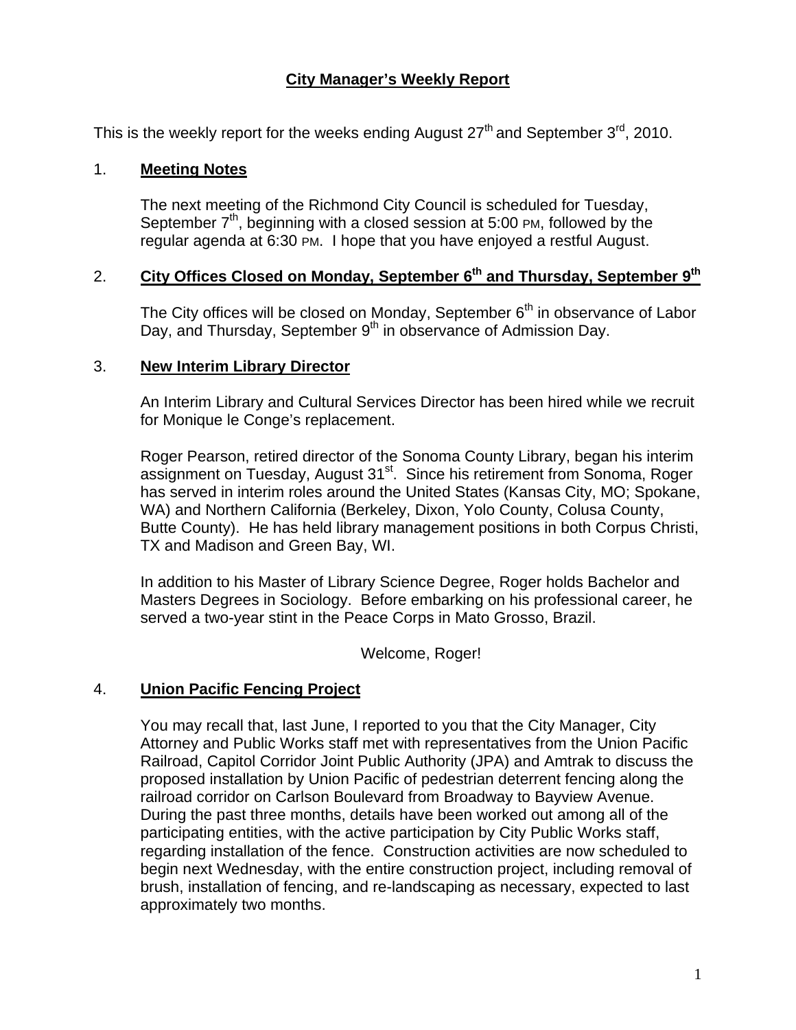# City Manager's Weekly Report

This is the weekly report for the weeks ending August 27th and September 3rd, 2010.

## 1. Meeting Notes

The next meeting of the Richmond City Council is scheduled for Tuesday, September 7th, beginning with a closed session at 5:00 PM, followed by the regular agenda at 6:30 PM. I hope that you have enjoyed a restful August.

## 2. City Offices Closed on Monday, September 6th and Thursday, September 9th

The City offices will be closed on Monday, September 6th in observance of Labor Day, and Thursday, September 9th in observance of Admission Day.

## 3. New Interim Library Director

An Interim Library and Cultural Services Director has been hired while we recruit for Monique le Conge's replacement.

Roger Pearson, retired director of the Sonoma County Library, began his interim assignment on Tuesday, August 31st. Since his retirement from Sonoma, Roger has served in interim roles around the United States (Kansas City, MO; Spokane, WA) and Northern California (Berkeley, Dixon, Yolo County, Colusa County, Butte County). He has held library management positions in both Corpus Christi, TX and Madison and Green Bay, WI.

In addition to his Master of Library Science Degree, Roger holds Bachelor and Masters Degrees in Sociology. Before embarking on his professional career, he served a two-year stint in the Peace Corps in Mato Grosso, Brazil.

Welcome, Roger!

## 4. Union Pacific Fencing Project

You may recall that, last June, I reported to you that the City Manager, City Attorney and Public Works staff met with representatives from the Union Pacific Railroad, Capitol Corridor Joint Public Authority (JPA) and Amtrak to discuss the proposed installation by Union Pacific of pedestrian deterrent fencing along the railroad corridor on Carlson Boulevard from Broadway to Bayview Avenue. During the past three months, details have been worked out among all of the participating entities, with the active participation by City Public Works staff, regarding installation of the fence. Construction activities are now scheduled to begin next Wednesday, with the entire construction project, including removal of brush, installation of fencing, and re-landscaping as necessary, expected to last approximately two months.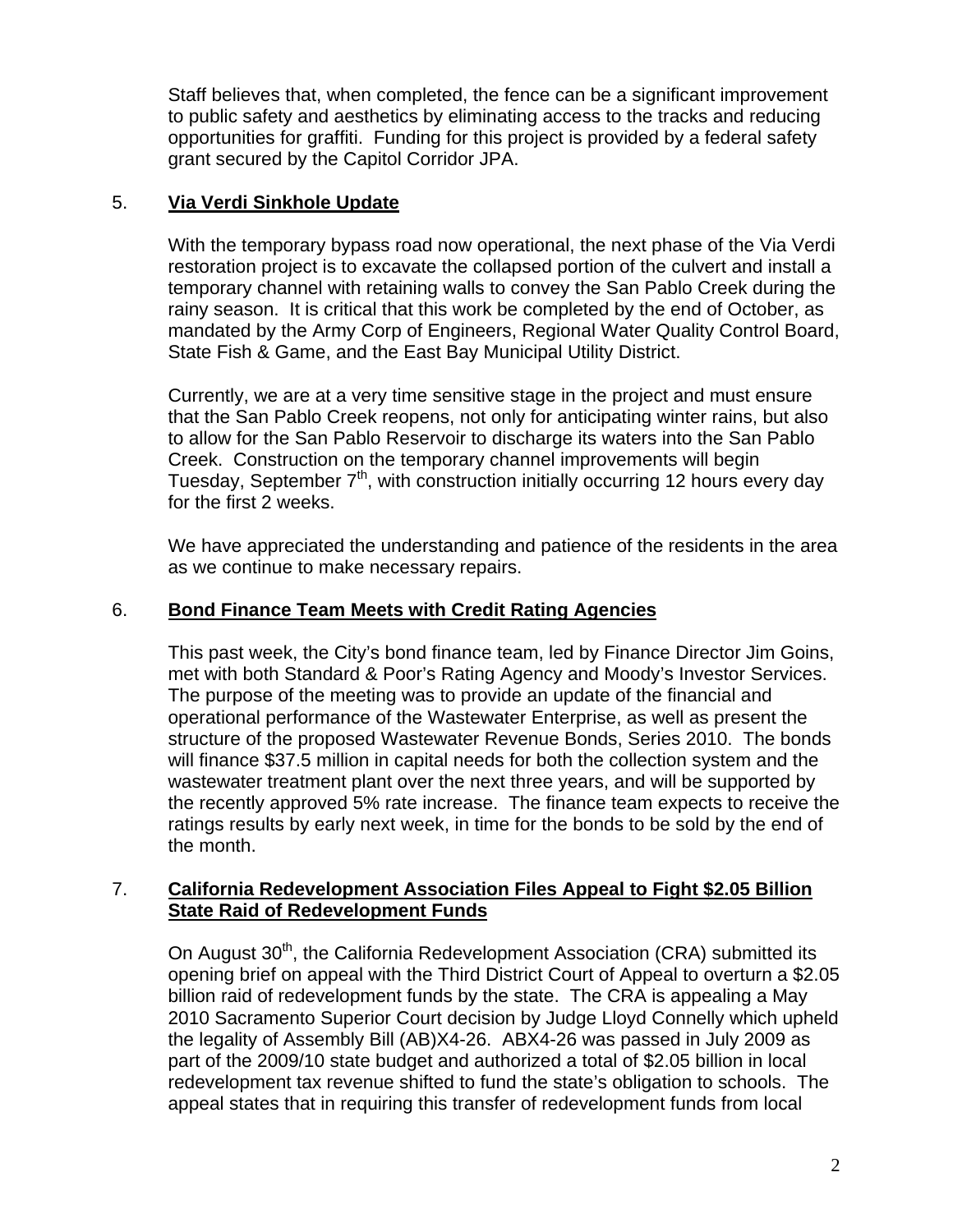Staff believes that, when completed, the fence can be a significant improvement to public safety and aesthetics by eliminating access to the tracks and reducing opportunities for graffiti. Funding for this project is provided by a federal safety grant secured by the Capitol Corridor JPA.

5. **Via Verdi Sinkhole Update**

With the temporary bypass road now operational, the next phase of the Via Verdi restoration project is to excavate the collapsed portion of the culvert and install a temporary channel with retaining walls to convey the San Pablo Creek during the rainy season. It is critical that this work be completed by the end of October, as mandated by the Army Corp of Engineers, Regional Water Quality Control Board, State Fish & Game, and the East Bay Municipal Utility District.

Currently, we are at a very time sensitive stage in the project and must ensure that the San Pablo Creek reopens, not only for anticipating winter rains, but also to allow for the San Pablo Reservoir to discharge its waters into the San Pablo Creek. Construction on the temporary channel improvements will begin Tuesday, September 7th, with construction initially occurring 12 hours every day for the first 2 weeks.

We have appreciated the understanding and patience of the residents in the area as we continue to make necessary repairs.

6. **Bond Finance Team Meets with Credit Rating Agencies**

This past week, the City's bond finance team, led by Finance Director Jim Goins, met with both Standard & Poor's Rating Agency and Moody's Investor Services. The purpose of the meeting was to provide an update of the financial and operational performance of the Wastewater Enterprise, as well as present the structure of the proposed Wastewater Revenue Bonds, Series 2010. The bonds will finance $37.5 million in capital needs for both the collection system and the wastewater treatment plant over the next three years, and will be supported by the recently approved 5% rate increase. The finance team expects to receive the ratings results by early next week, in time for the bonds to be sold by the end of the month.

7. **California Redevelopment Association Files Appeal to Fight $2.05 Billion State Raid of Redevelopment Funds**

On August 30th, the California Redevelopment Association (CRA) submitted its opening brief on appeal with the Third District Court of Appeal to overturn a $2.05 billion raid of redevelopment funds by the state. The CRA is appealing a May 2010 Sacramento Superior Court decision by Judge Lloyd Connelly which upheld the legality of Assembly Bill (AB)X4-26. ABX4-26 was passed in July 2009 as part of the 2009/10 state budget and authorized a total of $2.05 billion in local redevelopment tax revenue shifted to fund the state's obligation to schools. The appeal states that in requiring this transfer of redevelopment funds from local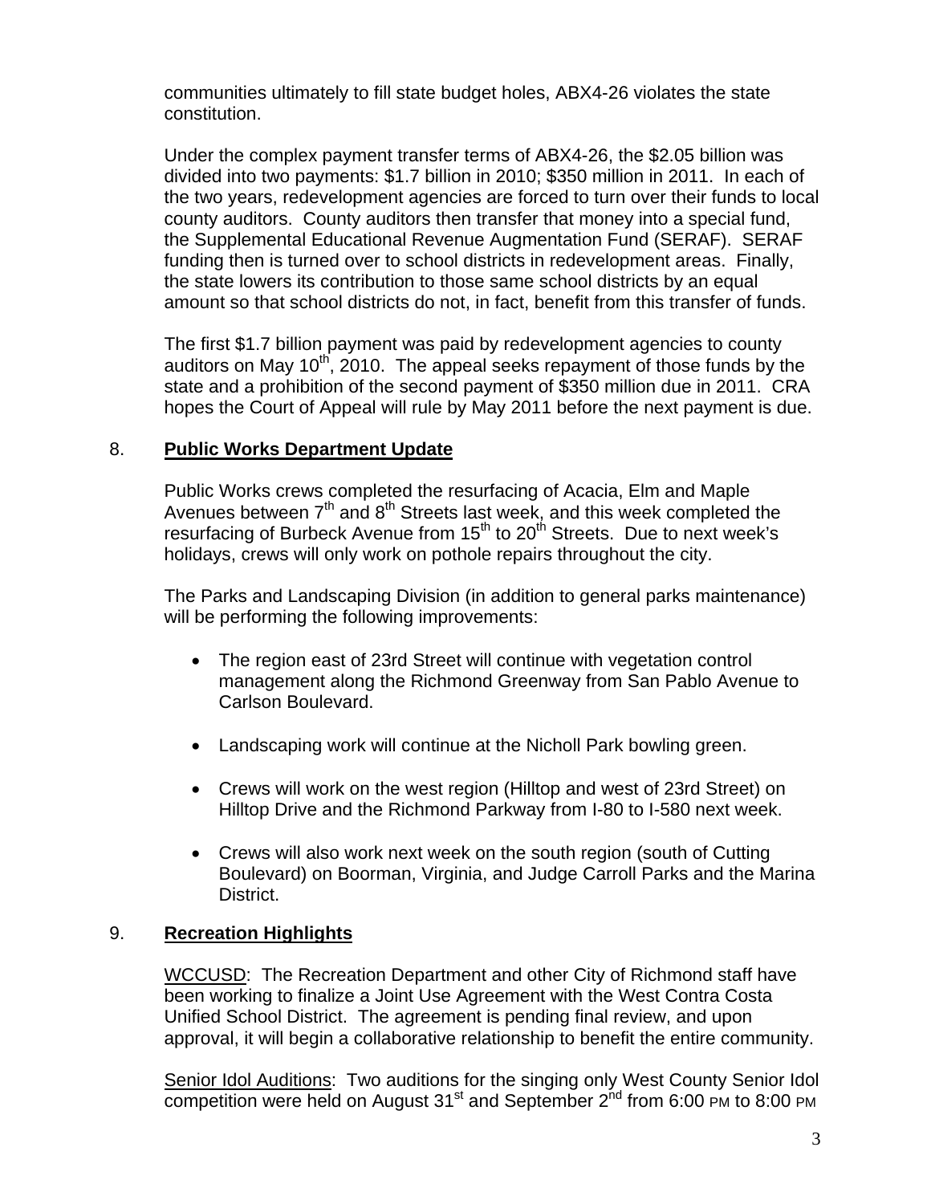communities ultimately to fill state budget holes, ABX4-26 violates the state constitution.

Under the complex payment transfer terms of ABX4-26, the $2.05 billion was divided into two payments: $1.7 billion in 2010; $350 million in 2011. In each of the two years, redevelopment agencies are forced to turn over their funds to local county auditors. County auditors then transfer that money into a special fund, the Supplemental Educational Revenue Augmentation Fund (SERAF). SERAF funding then is turned over to school districts in redevelopment areas. Finally, the state lowers its contribution to those same school districts by an equal amount so that school districts do not, in fact, benefit from this transfer of funds.

The first $1.7 billion payment was paid by redevelopment agencies to county auditors on May 10th, 2010. The appeal seeks repayment of those funds by the state and a prohibition of the second payment of $350 million due in 2011. CRA hopes the Court of Appeal will rule by May 2011 before the next payment is due.

## 8. **Public Works Department Update**

Public Works crews completed the resurfacing of Acacia, Elm and Maple Avenues between 7th and 8th Streets last week, and this week completed the resurfacing of Burbeck Avenue from 15th to 20th Streets. Due to next week's holidays, crews will only work on pothole repairs throughout the city.

The Parks and Landscaping Division (in addition to general parks maintenance) will be performing the following improvements:

- The region east of 23rd Street will continue with vegetation control management along the Richmond Greenway from San Pablo Avenue to Carlson Boulevard.
- Landscaping work will continue at the Nicholl Park bowling green.
- Crews will work on the west region (Hilltop and west of 23rd Street) on Hilltop Drive and the Richmond Parkway from I-80 to I-580 next week.
- Crews will also work next week on the south region (south of Cutting Boulevard) on Boorman, Virginia, and Judge Carroll Parks and the Marina District.

## 9. **Recreation Highlights**

WCCUSD: The Recreation Department and other City of Richmond staff have been working to finalize a Joint Use Agreement with the West Contra Costa Unified School District. The agreement is pending final review, and upon approval, it will begin a collaborative relationship to benefit the entire community.

Senior Idol Auditions: Two auditions for the singing only West County Senior Idol competition were held on August 31st and September 2nd from 6:00 PM to 8:00 PM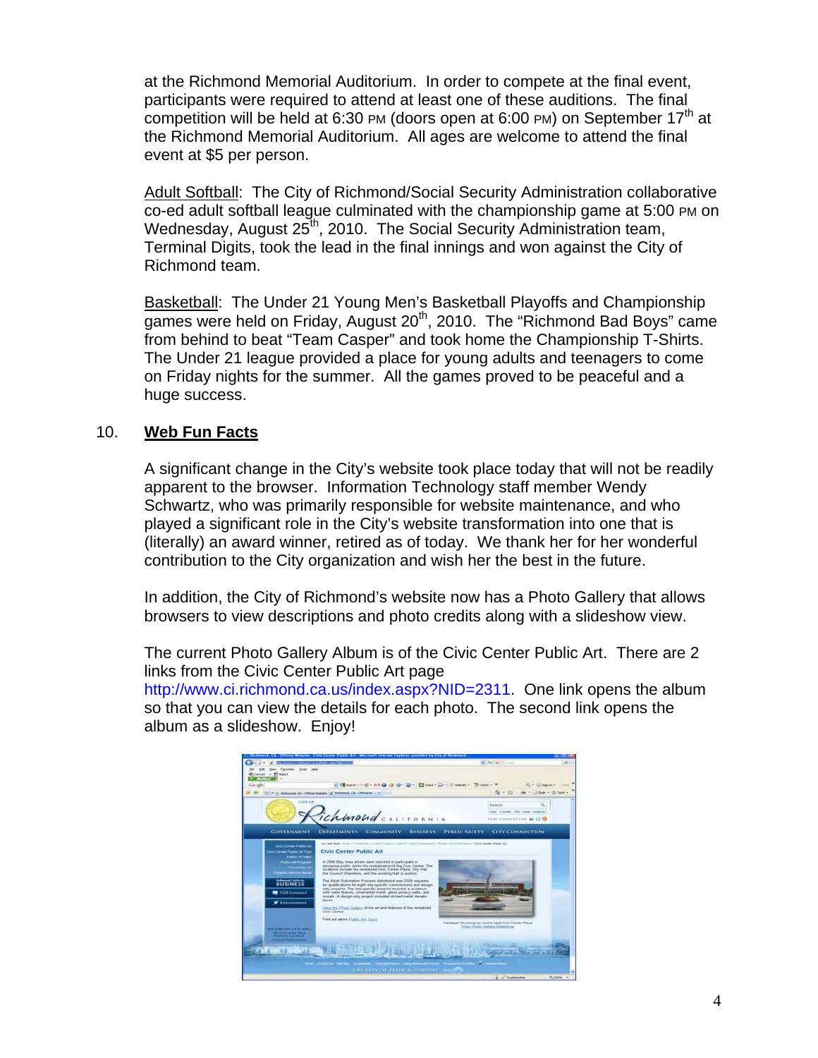at the Richmond Memorial Auditorium. In order to compete at the final event, participants were required to attend at least one of these auditions. The final competition will be held at 6:30 PM (doors open at 6:00 PM) on September 17th at the Richmond Memorial Auditorium. All ages are welcome to attend the final event at $5 per person.

Adult Softball: The City of Richmond/Social Security Administration collaborative co-ed adult softball league culminated with the championship game at 5:00 PM on Wednesday, August 25th, 2010. The Social Security Administration team, Terminal Digits, took the lead in the final innings and won against the City of Richmond team.

Basketball: The Under 21 Young Men's Basketball Playoffs and Championship games were held on Friday, August 20th, 2010. The "Richmond Bad Boys" came from behind to beat "Team Casper" and took home the Championship T-Shirts. The Under 21 league provided a place for young adults and teenagers to come on Friday nights for the summer. All the games proved to be peaceful and a huge success.

## 10. Web Fun Facts

A significant change in the City's website took place today that will not be readily apparent to the browser. Information Technology staff member Wendy Schwartz, who was primarily responsible for website maintenance, and who played a significant role in the City's website transformation into one that is (literally) an award winner, retired as of today. We thank her for her wonderful contribution to the City organization and wish her the best in the future.

In addition, the City of Richmond's website now has a Photo Gallery that allows browsers to view descriptions and photo credits along with a slideshow view.

The current Photo Gallery Album is of the Civic Center Public Art. There are 2 links from the Civic Center Public Art page http://www.ci.richmond.ca.us/index.aspx?NID=2311. One link opens the album so that you can view the details for each photo. The second link opens the album as a slideshow. Enjoy!